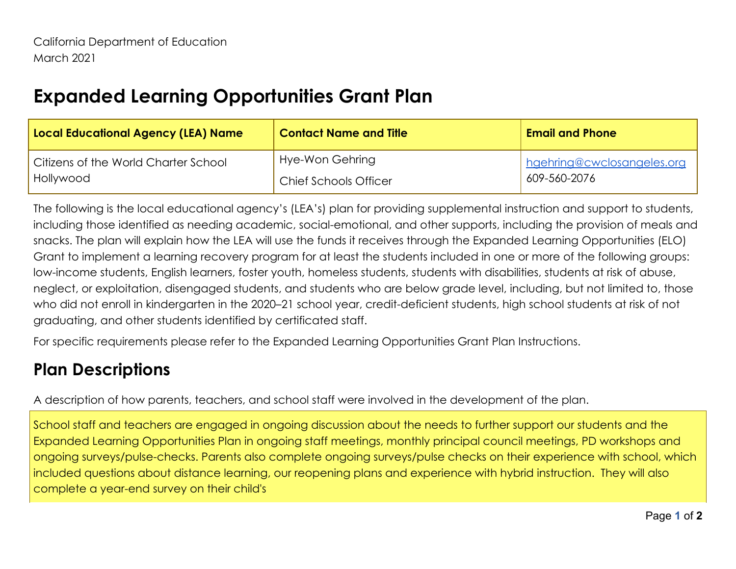California Department of Education
March 2021

# Expanded Learning Opportunities Grant Plan

| Local Educational Agency (LEA) Name | Contact Name and Title | Email and Phone |
| --- | --- | --- |
| Citizens of the World Charter School Hollywood | Hye-Won Gehring<br>Chief Schools Officer | hgehring@cwclosangeles.org<br>609-560-2076 |

The following is the local educational agency's (LEA's) plan for providing supplemental instruction and support to students, including those identified as needing academic, social-emotional, and other supports, including the provision of meals and snacks. The plan will explain how the LEA will use the funds it receives through the Expanded Learning Opportunities (ELO) Grant to implement a learning recovery program for at least the students included in one or more of the following groups: low-income students, English learners, foster youth, homeless students, students with disabilities, students at risk of abuse, neglect, or exploitation, disengaged students, and students who are below grade level, including, but not limited to, those who did not enroll in kindergarten in the 2020–21 school year, credit-deficient students, high school students at risk of not graduating, and other students identified by certificated staff.

For specific requirements please refer to the Expanded Learning Opportunities Grant Plan Instructions.

## Plan Descriptions

A description of how parents, teachers, and school staff were involved in the development of the plan.

School staff and teachers are engaged in ongoing discussion about the needs to further support our students and the Expanded Learning Opportunities Plan in ongoing staff meetings, monthly principal council meetings, PD workshops and ongoing surveys/pulse-checks. Parents also complete ongoing surveys/pulse checks on their experience with school, which included questions about distance learning, our reopening plans and experience with hybrid instruction. They will also complete a year-end survey on their child's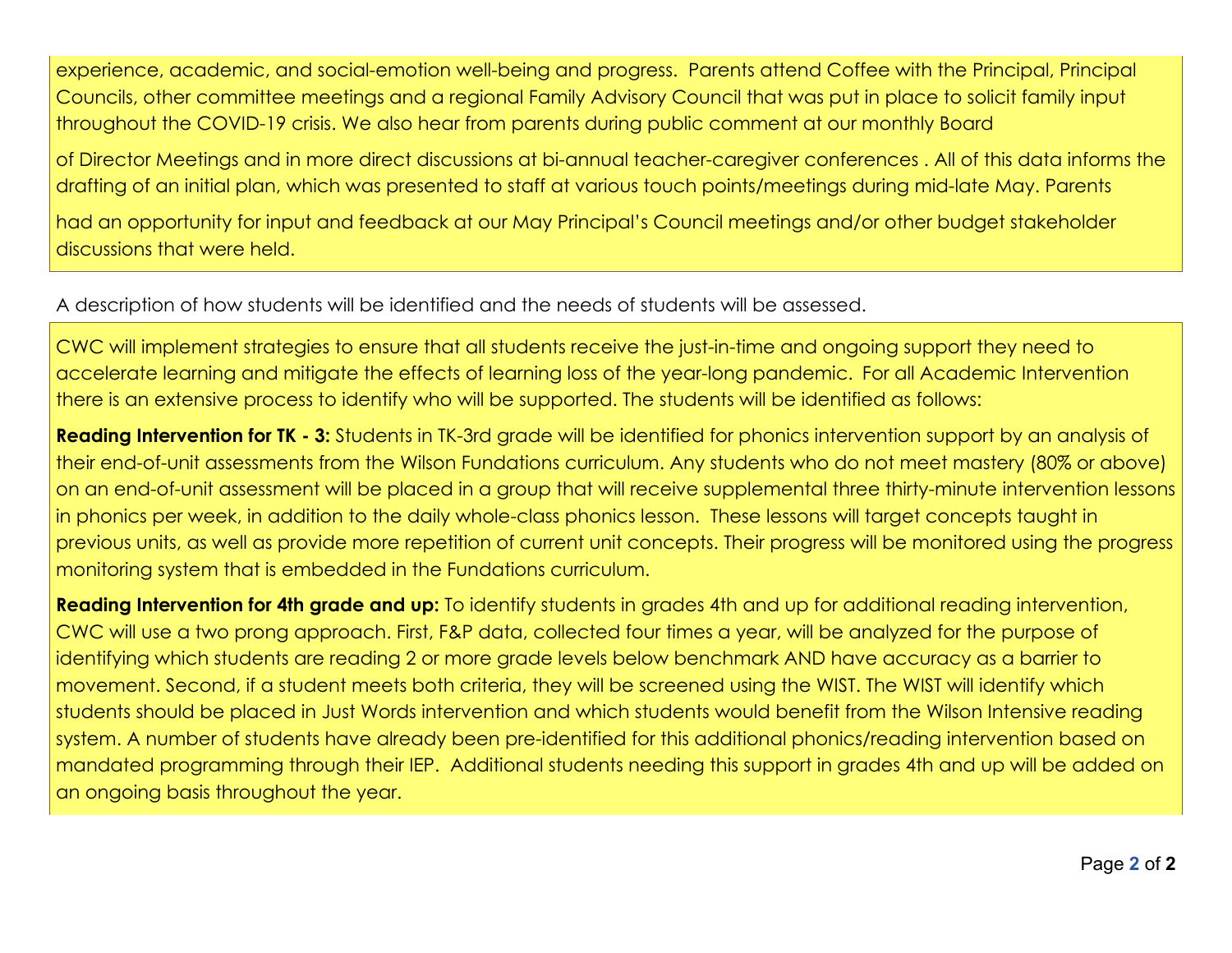experience, academic, and social-emotion well-being and progress. Parents attend Coffee with the Principal, Principal Councils, other committee meetings and a regional Family Advisory Council that was put in place to solicit family input throughout the COVID-19 crisis. We also hear from parents during public comment at our monthly Board of Director Meetings and in more direct discussions at bi-annual teacher-caregiver conferences . All of this data informs the drafting of an initial plan, which was presented to staff at various touch points/meetings during mid-late May. Parents had an opportunity for input and feedback at our May Principal's Council meetings and/or other budget stakeholder discussions that were held.

A description of how students will be identified and the needs of students will be assessed.

CWC will implement strategies to ensure that all students receive the just-in-time and ongoing support they need to accelerate learning and mitigate the effects of learning loss of the year-long pandemic. For all Academic Intervention there is an extensive process to identify who will be supported. The students will be identified as follows:

**Reading Intervention for TK - 3:** Students in TK-3rd grade will be identified for phonics intervention support by an analysis of their end-of-unit assessments from the Wilson Fundations curriculum. Any students who do not meet mastery (80% or above) on an end-of-unit assessment will be placed in a group that will receive supplemental three thirty-minute intervention lessons in phonics per week, in addition to the daily whole-class phonics lesson. These lessons will target concepts taught in previous units, as well as provide more repetition of current unit concepts. Their progress will be monitored using the progress monitoring system that is embedded in the Fundations curriculum.

**Reading Intervention for 4th grade and up:** To identify students in grades 4th and up for additional reading intervention, CWC will use a two prong approach. First, F&P data, collected four times a year, will be analyzed for the purpose of identifying which students are reading 2 or more grade levels below benchmark AND have accuracy as a barrier to movement. Second, if a student meets both criteria, they will be screened using the WIST. The WIST will identify which students should be placed in Just Words intervention and which students would benefit from the Wilson Intensive reading system. A number of students have already been pre-identified for this additional phonics/reading intervention based on mandated programming through their IEP. Additional students needing this support in grades 4th and up will be added on an ongoing basis throughout the year.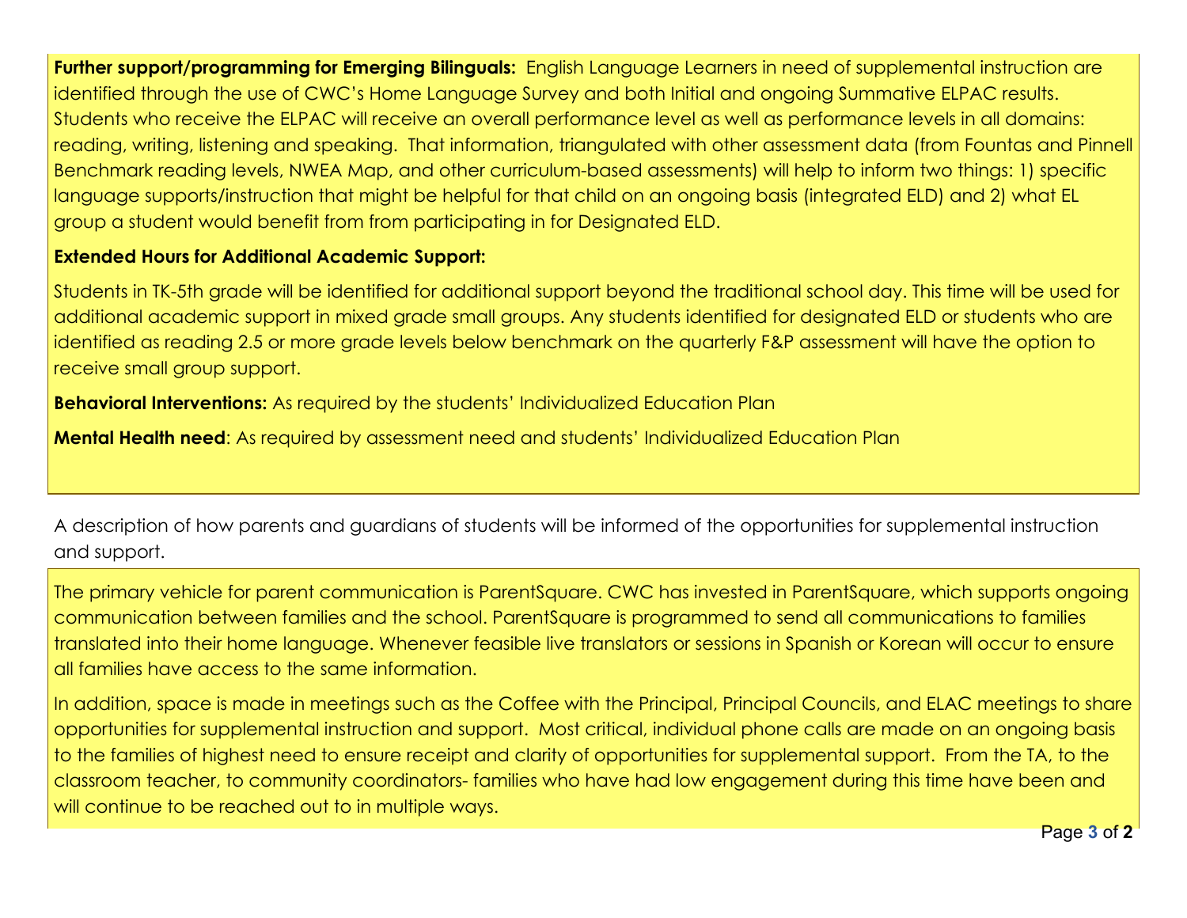**Further support/programming for Emerging Bilinguals:** English Language Learners in need of supplemental instruction are identified through the use of CWC's Home Language Survey and both Initial and ongoing Summative ELPAC results. Students who receive the ELPAC will receive an overall performance level as well as performance levels in all domains: reading, writing, listening and speaking. That information, triangulated with other assessment data (from Fountas and Pinnell Benchmark reading levels, NWEA Map, and other curriculum-based assessments) will help to inform two things: 1) specific language supports/instruction that might be helpful for that child on an ongoing basis (integrated ELD) and 2) what EL group a student would benefit from from participating in for Designated ELD.

**Extended Hours for Additional Academic Support:**

Students in TK-5th grade will be identified for additional support beyond the traditional school day. This time will be used for additional academic support in mixed grade small groups. Any students identified for designated ELD or students who are identified as reading 2.5 or more grade levels below benchmark on the quarterly F&P assessment will have the option to receive small group support.

**Behavioral Interventions:** As required by the students' Individualized Education Plan

**Mental Health need**: As required by assessment need and students' Individualized Education Plan

A description of how parents and guardians of students will be informed of the opportunities for supplemental instruction and support.

The primary vehicle for parent communication is ParentSquare. CWC has invested in ParentSquare, which supports ongoing communication between families and the school. ParentSquare is programmed to send all communications to families translated into their home language. Whenever feasible live translators or sessions in Spanish or Korean will occur to ensure all families have access to the same information.

In addition, space is made in meetings such as the Coffee with the Principal, Principal Councils, and ELAC meetings to share opportunities for supplemental instruction and support. Most critical, individual phone calls are made on an ongoing basis to the families of highest need to ensure receipt and clarity of opportunities for supplemental support. From the TA, to the classroom teacher, to community coordinators- families who have had low engagement during this time have been and will continue to be reached out to in multiple ways.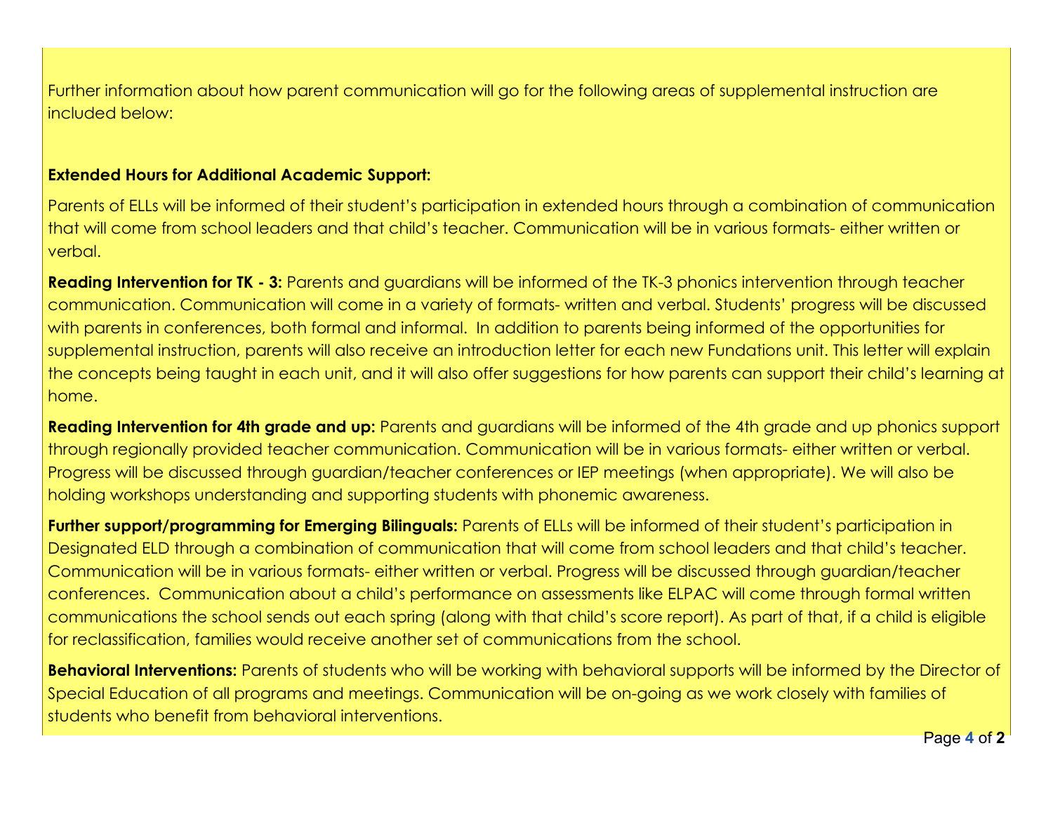Further information about how parent communication will go for the following areas of supplemental instruction are included below:

**Extended Hours for Additional Academic Support:**

Parents of ELLs will be informed of their student's participation in extended hours through a combination of communication that will come from school leaders and that child's teacher. Communication will be in various formats- either written or verbal.

**Reading Intervention for TK - 3:** Parents and guardians will be informed of the TK-3 phonics intervention through teacher communication. Communication will come in a variety of formats- written and verbal. Students' progress will be discussed with parents in conferences, both formal and informal. In addition to parents being informed of the opportunities for supplemental instruction, parents will also receive an introduction letter for each new Fundations unit. This letter will explain the concepts being taught in each unit, and it will also offer suggestions for how parents can support their child's learning at home.

**Reading Intervention for 4th grade and up:** Parents and guardians will be informed of the 4th grade and up phonics support through regionally provided teacher communication. Communication will be in various formats- either written or verbal. Progress will be discussed through guardian/teacher conferences or IEP meetings (when appropriate). We will also be holding workshops understanding and supporting students with phonemic awareness.

**Further support/programming for Emerging Bilinguals:** Parents of ELLs will be informed of their student's participation in Designated ELD through a combination of communication that will come from school leaders and that child's teacher. Communication will be in various formats- either written or verbal. Progress will be discussed through guardian/teacher conferences. Communication about a child's performance on assessments like ELPAC will come through formal written communications the school sends out each spring (along with that child's score report). As part of that, if a child is eligible for reclassification, families would receive another set of communications from the school.

**Behavioral Interventions:** Parents of students who will be working with behavioral supports will be informed by the Director of Special Education of all programs and meetings. Communication will be on-going as we work closely with families of students who benefit from behavioral interventions.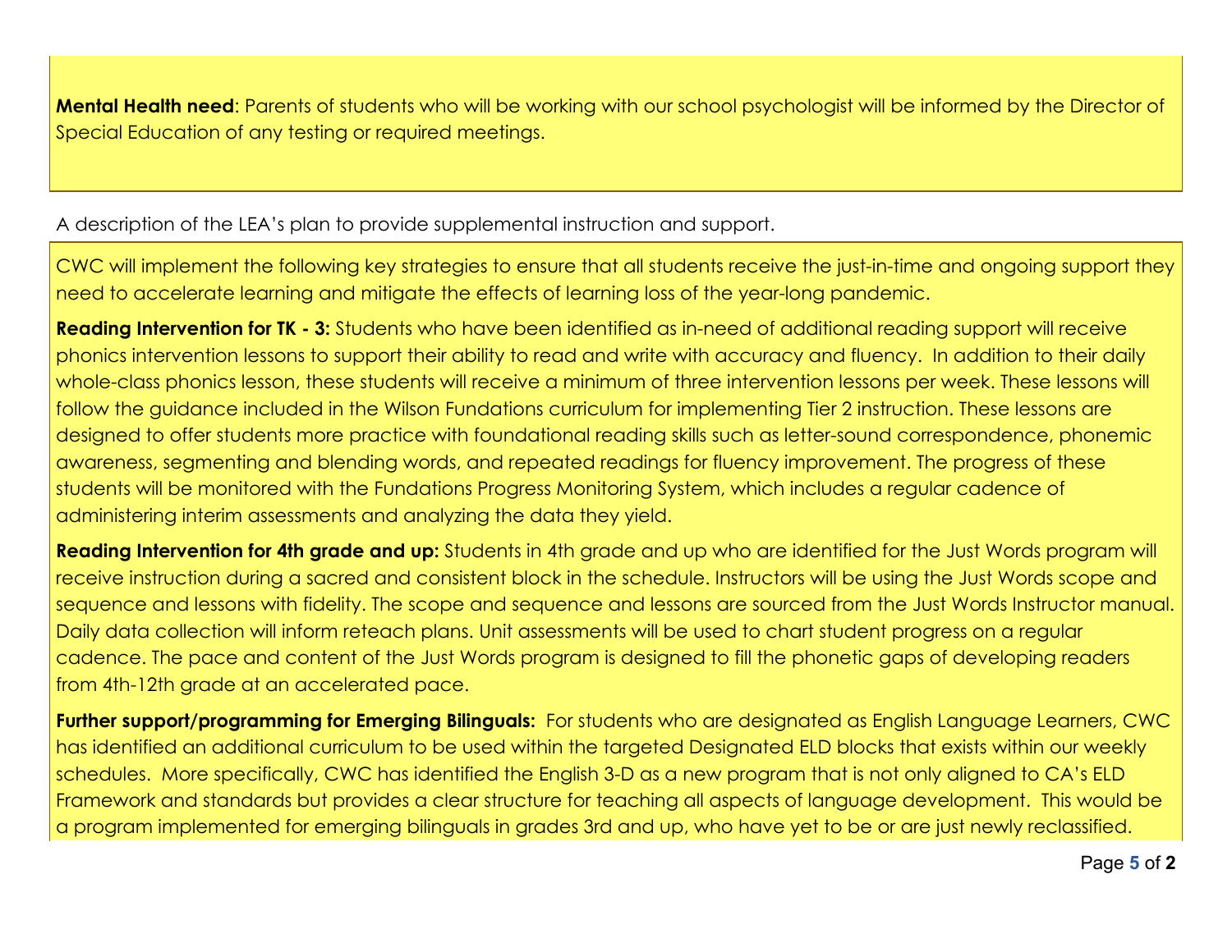**Mental Health need**: Parents of students who will be working with our school psychologist will be informed by the Director of Special Education of any testing or required meetings.

A description of the LEA's plan to provide supplemental instruction and support.

CWC will implement the following key strategies to ensure that all students receive the just-in-time and ongoing support they need to accelerate learning and mitigate the effects of learning loss of the year-long pandemic.

**Reading Intervention for TK - 3:** Students who have been identified as in-need of additional reading support will receive phonics intervention lessons to support their ability to read and write with accuracy and fluency. In addition to their daily whole-class phonics lesson, these students will receive a minimum of three intervention lessons per week. These lessons will follow the guidance included in the Wilson Fundations curriculum for implementing Tier 2 instruction. These lessons are designed to offer students more practice with foundational reading skills such as letter-sound correspondence, phonemic awareness, segmenting and blending words, and repeated readings for fluency improvement. The progress of these students will be monitored with the Fundations Progress Monitoring System, which includes a regular cadence of administering interim assessments and analyzing the data they yield.

**Reading Intervention for 4th grade and up:** Students in 4th grade and up who are identified for the Just Words program will receive instruction during a sacred and consistent block in the schedule. Instructors will be using the Just Words scope and sequence and lessons with fidelity. The scope and sequence and lessons are sourced from the Just Words Instructor manual. Daily data collection will inform reteach plans. Unit assessments will be used to chart student progress on a regular cadence. The pace and content of the Just Words program is designed to fill the phonetic gaps of developing readers from 4th-12th grade at an accelerated pace.

**Further support/programming for Emerging Bilinguals:** For students who are designated as English Language Learners, CWC has identified an additional curriculum to be used within the targeted Designated ELD blocks that exists within our weekly schedules. More specifically, CWC has identified the English 3-D as a new program that is not only aligned to CA's ELD Framework and standards but provides a clear structure for teaching all aspects of language development. This would be a program implemented for emerging bilinguals in grades 3rd and up, who have yet to be or are just newly reclassified.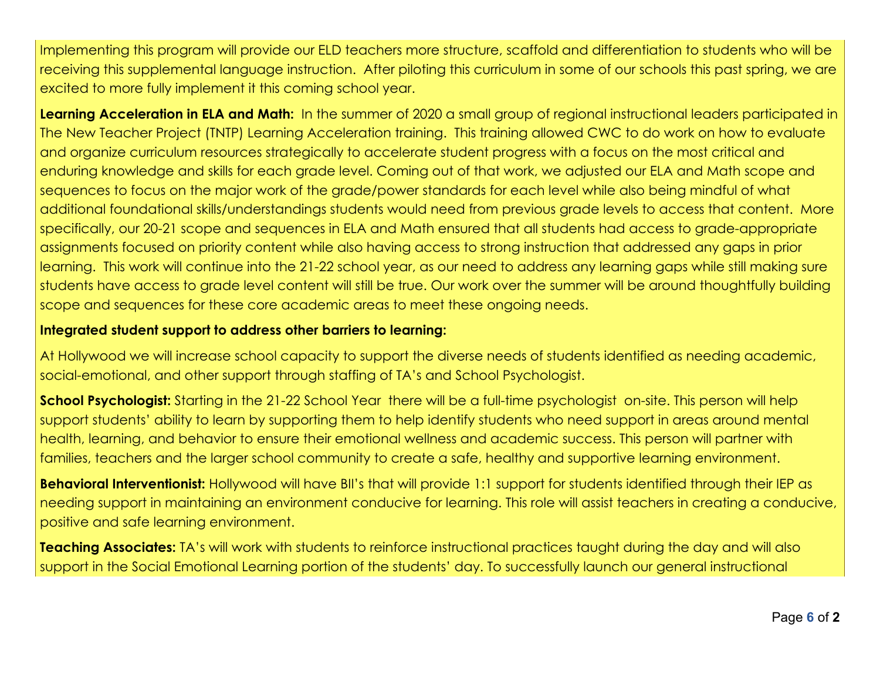Implementing this program will provide our ELD teachers more structure, scaffold and differentiation to students who will be receiving this supplemental language instruction. After piloting this curriculum in some of our schools this past spring, we are excited to more fully implement it this coming school year.

**Learning Acceleration in ELA and Math:** In the summer of 2020 a small group of regional instructional leaders participated in The New Teacher Project (TNTP) Learning Acceleration training. This training allowed CWC to do work on how to evaluate and organize curriculum resources strategically to accelerate student progress with a focus on the most critical and enduring knowledge and skills for each grade level. Coming out of that work, we adjusted our ELA and Math scope and sequences to focus on the major work of the grade/power standards for each level while also being mindful of what additional foundational skills/understandings students would need from previous grade levels to access that content. More specifically, our 20-21 scope and sequences in ELA and Math ensured that all students had access to grade-appropriate assignments focused on priority content while also having access to strong instruction that addressed any gaps in prior learning. This work will continue into the 21-22 school year, as our need to address any learning gaps while still making sure students have access to grade level content will still be true. Our work over the summer will be around thoughtfully building scope and sequences for these core academic areas to meet these ongoing needs.

**Integrated student support to address other barriers to learning:**

At Hollywood we will increase school capacity to support the diverse needs of students identified as needing academic, social-emotional, and other support through staffing of TA's and School Psychologist.

**School Psychologist:** Starting in the 21-22 School Year there will be a full-time psychologist on-site. This person will help support students' ability to learn by supporting them to help identify students who need support in areas around mental health, learning, and behavior to ensure their emotional wellness and academic success. This person will partner with families, teachers and the larger school community to create a safe, healthy and supportive learning environment.

**Behavioral Interventionist:** Hollywood will have BII's that will provide 1:1 support for students identified through their IEP as needing support in maintaining an environment conducive for learning. This role will assist teachers in creating a conducive, positive and safe learning environment.

**Teaching Associates:** TA's will work with students to reinforce instructional practices taught during the day and will also support in the Social Emotional Learning portion of the students' day. To successfully launch our general instructional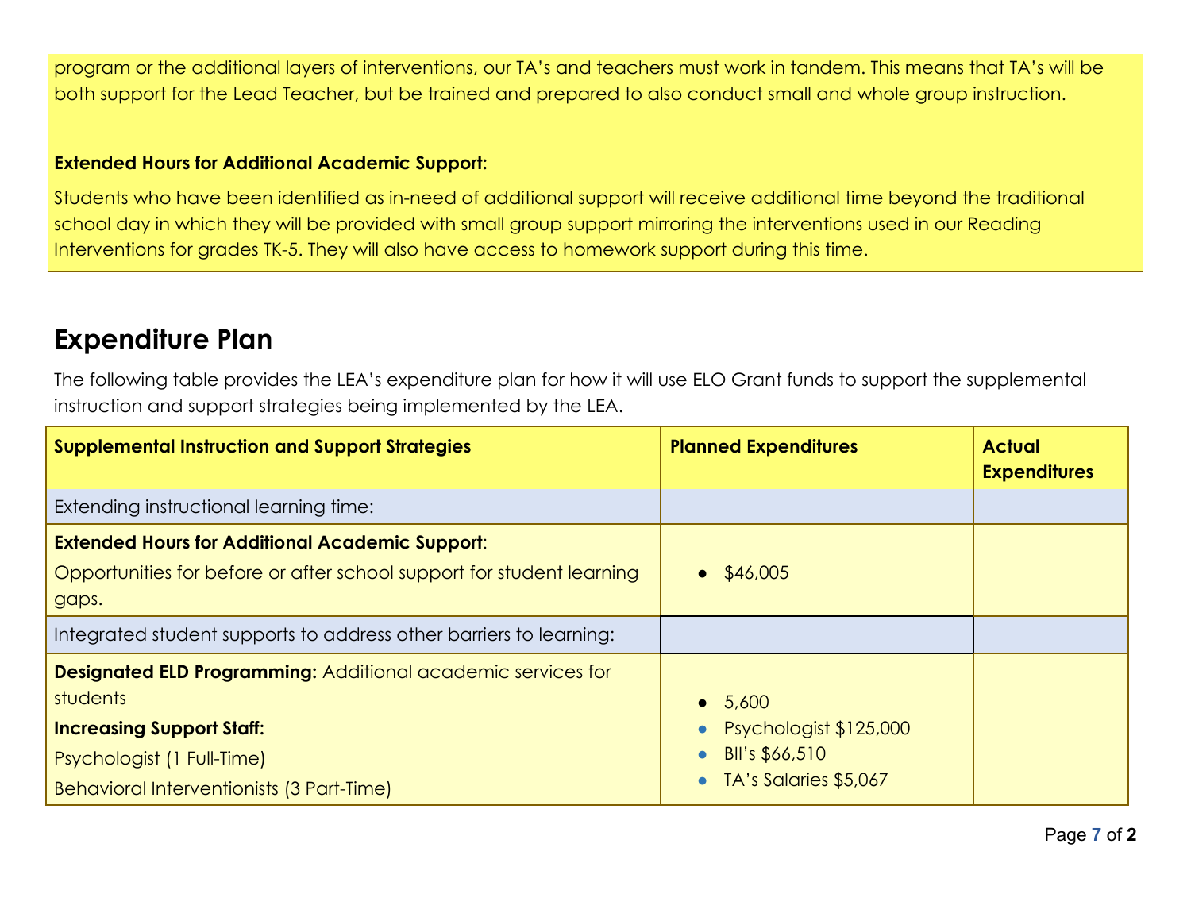program or the additional layers of interventions, our TA's and teachers must work in tandem. This means that TA's will be both support for the Lead Teacher, but be trained and prepared to also conduct small and whole group instruction.

**Extended Hours for Additional Academic Support:**

Students who have been identified as in-need of additional support will receive additional time beyond the traditional school day in which they will be provided with small group support mirroring the interventions used in our Reading Interventions for grades TK-5. They will also have access to homework support during this time.

## Expenditure Plan

The following table provides the LEA's expenditure plan for how it will use ELO Grant funds to support the supplemental instruction and support strategies being implemented by the LEA.

| Supplemental Instruction and Support Strategies | Planned Expenditures | Actual Expenditures |
|---|---|---|
| Extending instructional learning time: | | |
| **Extended Hours for Additional Academic Support**: Opportunities for before or after school support for student learning gaps. | • $46,005 | |
| Integrated student supports to address other barriers to learning: | | |
| **Designated ELD Programming:** Additional academic services for students<br>**Increasing Support Staff:**<br>Psychologist (1 Full-Time)<br>Behavioral Interventionists (3 Part-Time) | • 5,600<br>• Psychologist $125,000<br>• BII's $66,510<br>• TA's Salaries $5,067 | |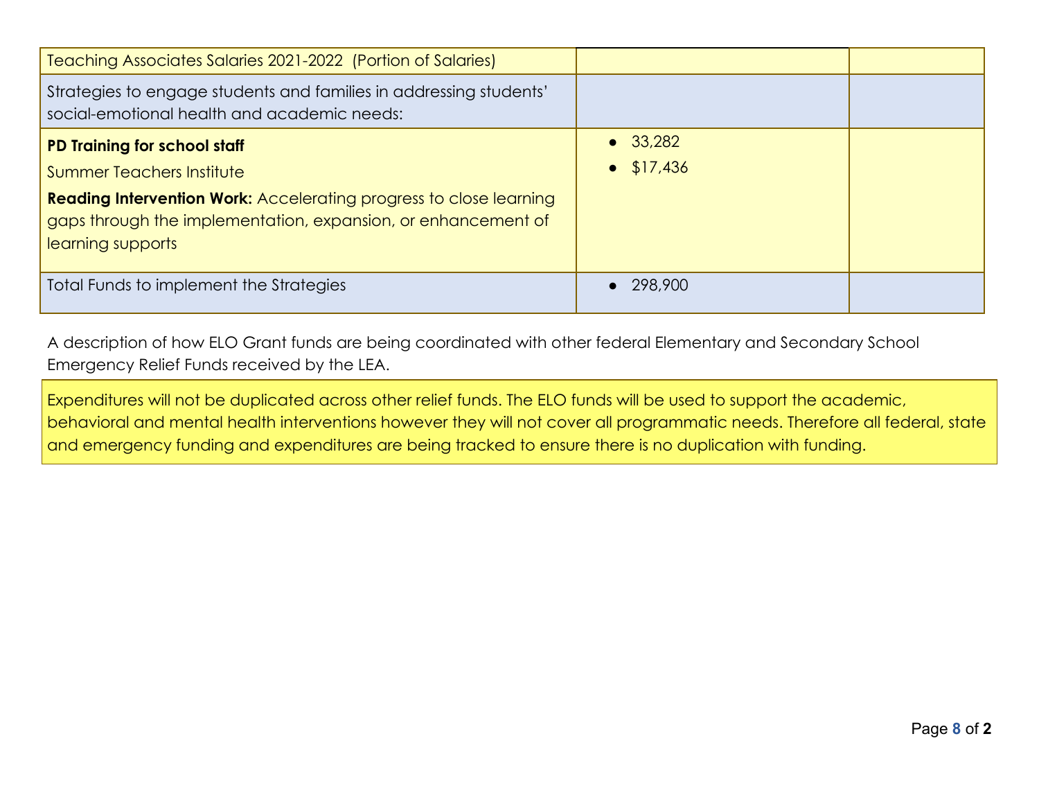| | | |
|---|---|---|
| Teaching Associates Salaries 2021-2022 (Portion of Salaries) | | |
| Strategies to engage students and families in addressing students' social-emotional health and academic needs: | | |
| **PD Training for school staff**<br>Summer Teachers Institute<br>**Reading Intervention Work:** Accelerating progress to close learning gaps through the implementation, expansion, or enhancement of learning supports | • 33,282<br>• $17,436 | |
| Total Funds to implement the Strategies | • 298,900 | |

A description of how ELO Grant funds are being coordinated with other federal Elementary and Secondary School Emergency Relief Funds received by the LEA.

Expenditures will not be duplicated across other relief funds. The ELO funds will be used to support the academic, behavioral and mental health interventions however they will not cover all programmatic needs. Therefore all federal, state and emergency funding and expenditures are being tracked to ensure there is no duplication with funding.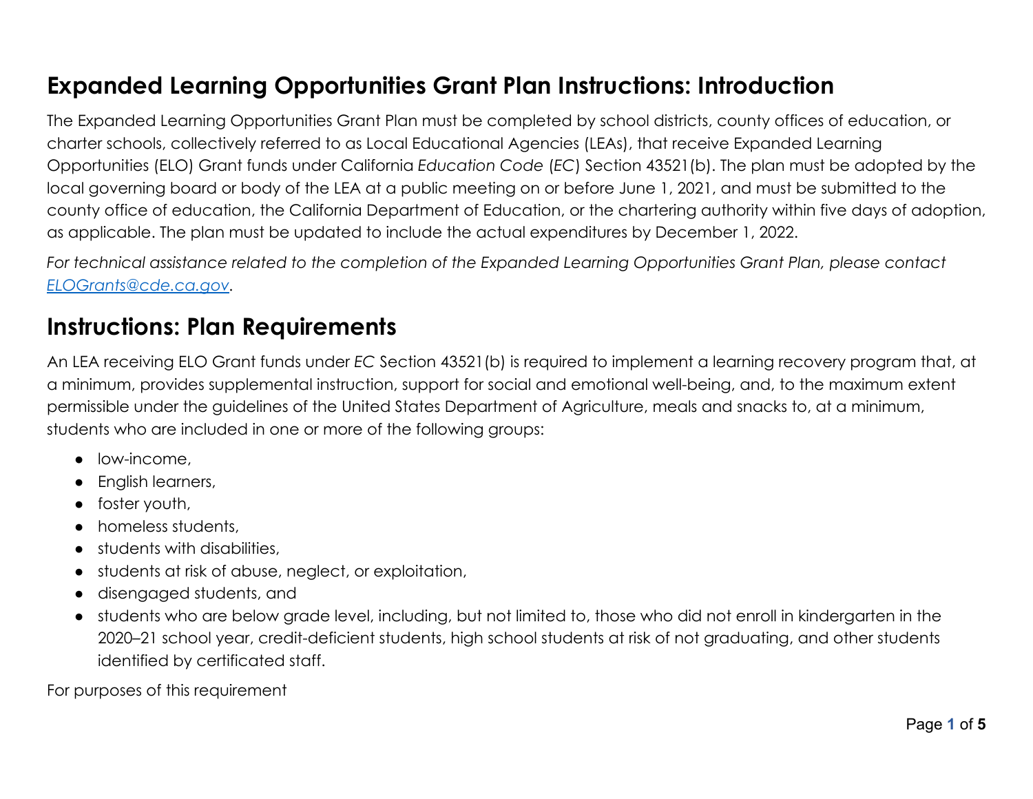# Expanded Learning Opportunities Grant Plan Instructions: Introduction

The Expanded Learning Opportunities Grant Plan must be completed by school districts, county offices of education, or charter schools, collectively referred to as Local Educational Agencies (LEAs), that receive Expanded Learning Opportunities (ELO) Grant funds under California *Education Code* (*EC*) Section 43521(b). The plan must be adopted by the local governing board or body of the LEA at a public meeting on or before June 1, 2021, and must be submitted to the county office of education, the California Department of Education, or the chartering authority within five days of adoption, as applicable. The plan must be updated to include the actual expenditures by December 1, 2022.

*For technical assistance related to the completion of the Expanded Learning Opportunities Grant Plan, please contact [ELOGrants@cde.ca.gov](mailto:ELOGrants@cde.ca.gov).*

# Instructions: Plan Requirements

An LEA receiving ELO Grant funds under *EC* Section 43521(b) is required to implement a learning recovery program that, at a minimum, provides supplemental instruction, support for social and emotional well-being, and, to the maximum extent permissible under the guidelines of the United States Department of Agriculture, meals and snacks to, at a minimum, students who are included in one or more of the following groups:

- low-income,
- English learners,
- foster youth,
- homeless students,
- students with disabilities,
- students at risk of abuse, neglect, or exploitation,
- disengaged students, and
- students who are below grade level, including, but not limited to, those who did not enroll in kindergarten in the 2020–21 school year, credit-deficient students, high school students at risk of not graduating, and other students identified by certificated staff.

For purposes of this requirement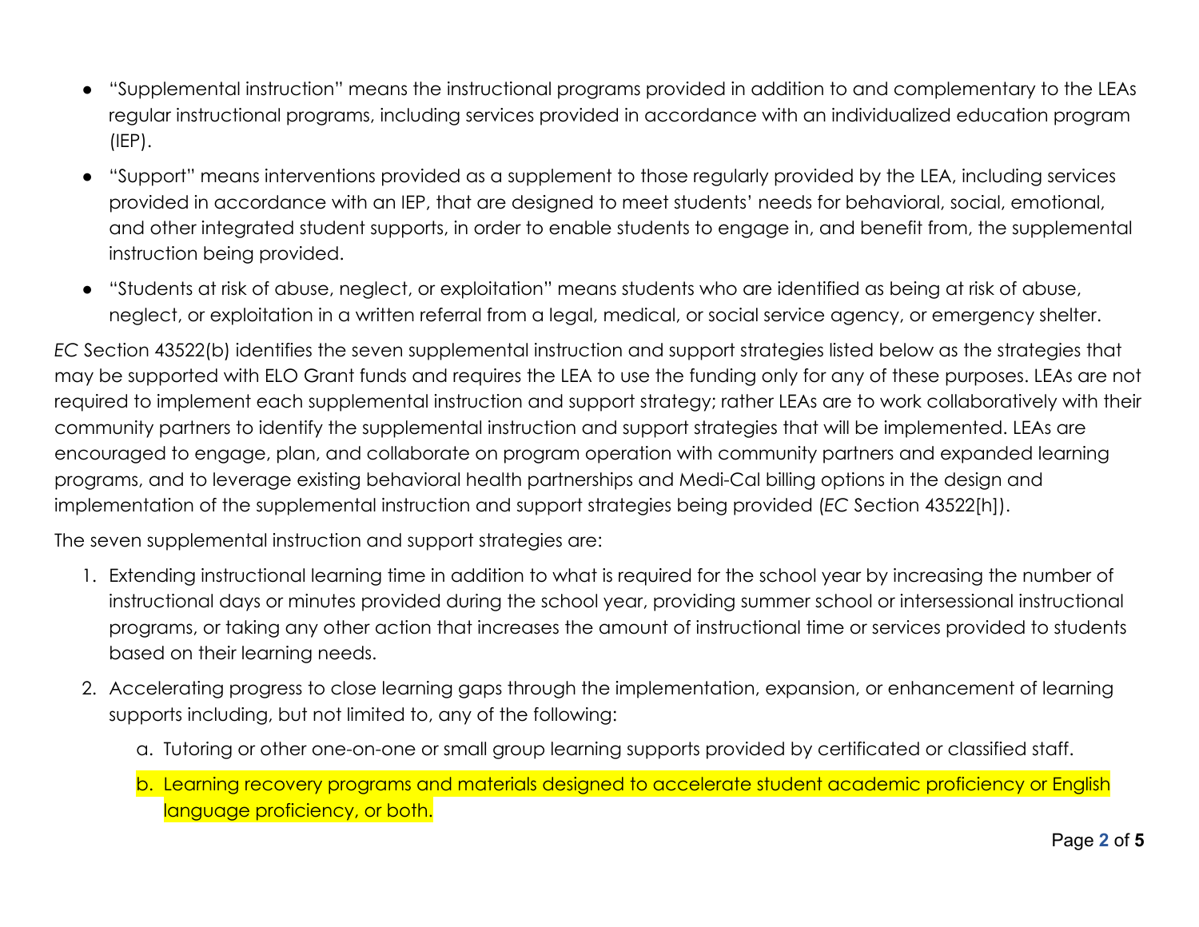- "Supplemental instruction" means the instructional programs provided in addition to and complementary to the LEAs regular instructional programs, including services provided in accordance with an individualized education program (IEP).
- "Support" means interventions provided as a supplement to those regularly provided by the LEA, including services provided in accordance with an IEP, that are designed to meet students' needs for behavioral, social, emotional, and other integrated student supports, in order to enable students to engage in, and benefit from, the supplemental instruction being provided.
- "Students at risk of abuse, neglect, or exploitation" means students who are identified as being at risk of abuse, neglect, or exploitation in a written referral from a legal, medical, or social service agency, or emergency shelter.

*EC* Section 43522(b) identifies the seven supplemental instruction and support strategies listed below as the strategies that may be supported with ELO Grant funds and requires the LEA to use the funding only for any of these purposes. LEAs are not required to implement each supplemental instruction and support strategy; rather LEAs are to work collaboratively with their community partners to identify the supplemental instruction and support strategies that will be implemented. LEAs are encouraged to engage, plan, and collaborate on program operation with community partners and expanded learning programs, and to leverage existing behavioral health partnerships and Medi-Cal billing options in the design and implementation of the supplemental instruction and support strategies being provided (*EC* Section 43522[h]).

The seven supplemental instruction and support strategies are:

1. Extending instructional learning time in addition to what is required for the school year by increasing the number of instructional days or minutes provided during the school year, providing summer school or intersessional instructional programs, or taking any other action that increases the amount of instructional time or services provided to students based on their learning needs.
2. Accelerating progress to close learning gaps through the implementation, expansion, or enhancement of learning supports including, but not limited to, any of the following:
   a. Tutoring or other one-on-one or small group learning supports provided by certificated or classified staff.
   b. Learning recovery programs and materials designed to accelerate student academic proficiency or English language proficiency, or both.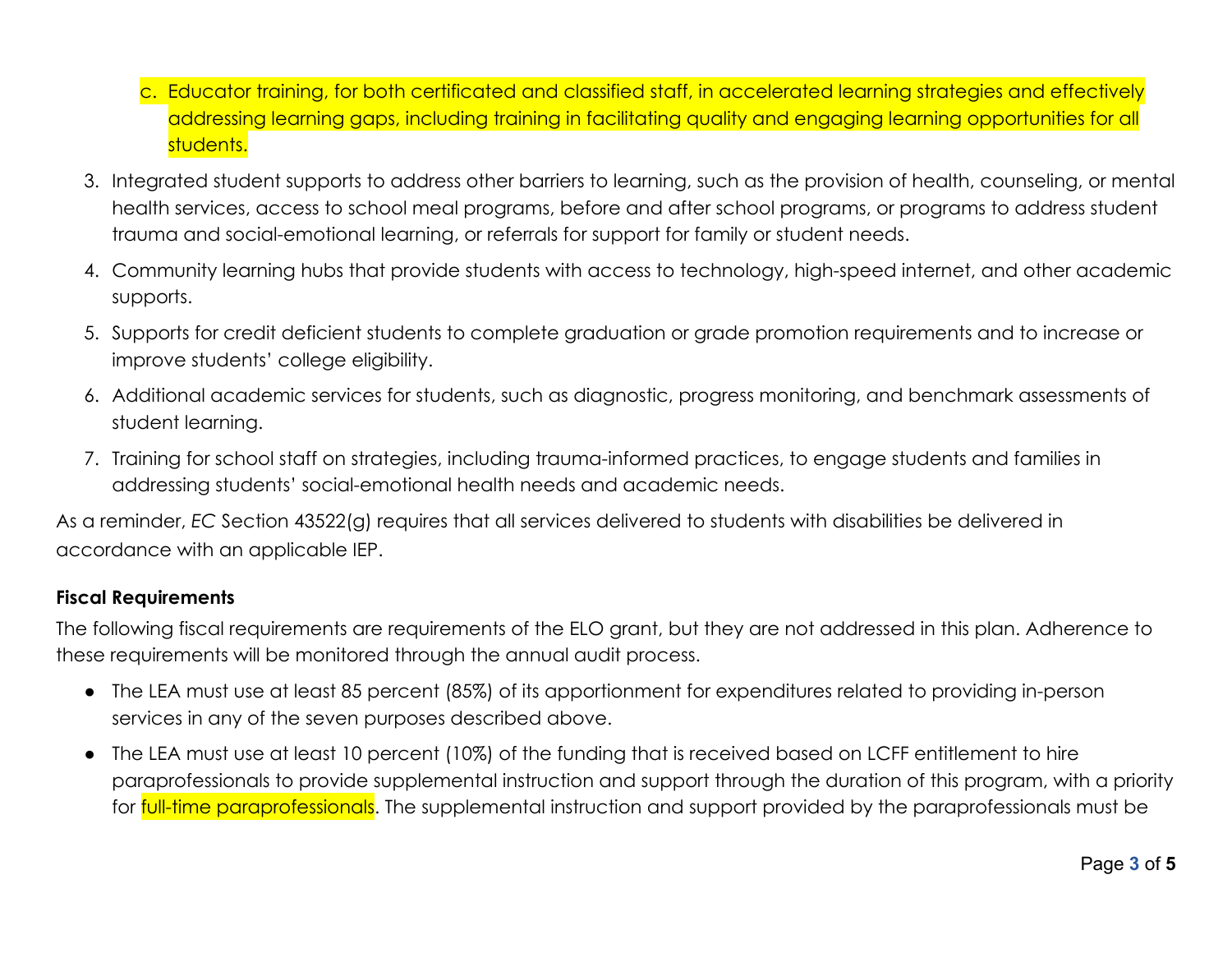c. Educator training, for both certificated and classified staff, in accelerated learning strategies and effectively addressing learning gaps, including training in facilitating quality and engaging learning opportunities for all students.

3. Integrated student supports to address other barriers to learning, such as the provision of health, counseling, or mental health services, access to school meal programs, before and after school programs, or programs to address student trauma and social-emotional learning, or referrals for support for family or student needs.
4. Community learning hubs that provide students with access to technology, high-speed internet, and other academic supports.
5. Supports for credit deficient students to complete graduation or grade promotion requirements and to increase or improve students' college eligibility.
6. Additional academic services for students, such as diagnostic, progress monitoring, and benchmark assessments of student learning.
7. Training for school staff on strategies, including trauma-informed practices, to engage students and families in addressing students' social-emotional health needs and academic needs.

As a reminder, *EC* Section 43522(g) requires that all services delivered to students with disabilities be delivered in accordance with an applicable IEP.

**Fiscal Requirements**

The following fiscal requirements are requirements of the ELO grant, but they are not addressed in this plan. Adherence to these requirements will be monitored through the annual audit process.

- The LEA must use at least 85 percent (85%) of its apportionment for expenditures related to providing in-person services in any of the seven purposes described above.
- The LEA must use at least 10 percent (10%) of the funding that is received based on LCFF entitlement to hire paraprofessionals to provide supplemental instruction and support through the duration of this program, with a priority for full-time paraprofessionals. The supplemental instruction and support provided by the paraprofessionals must be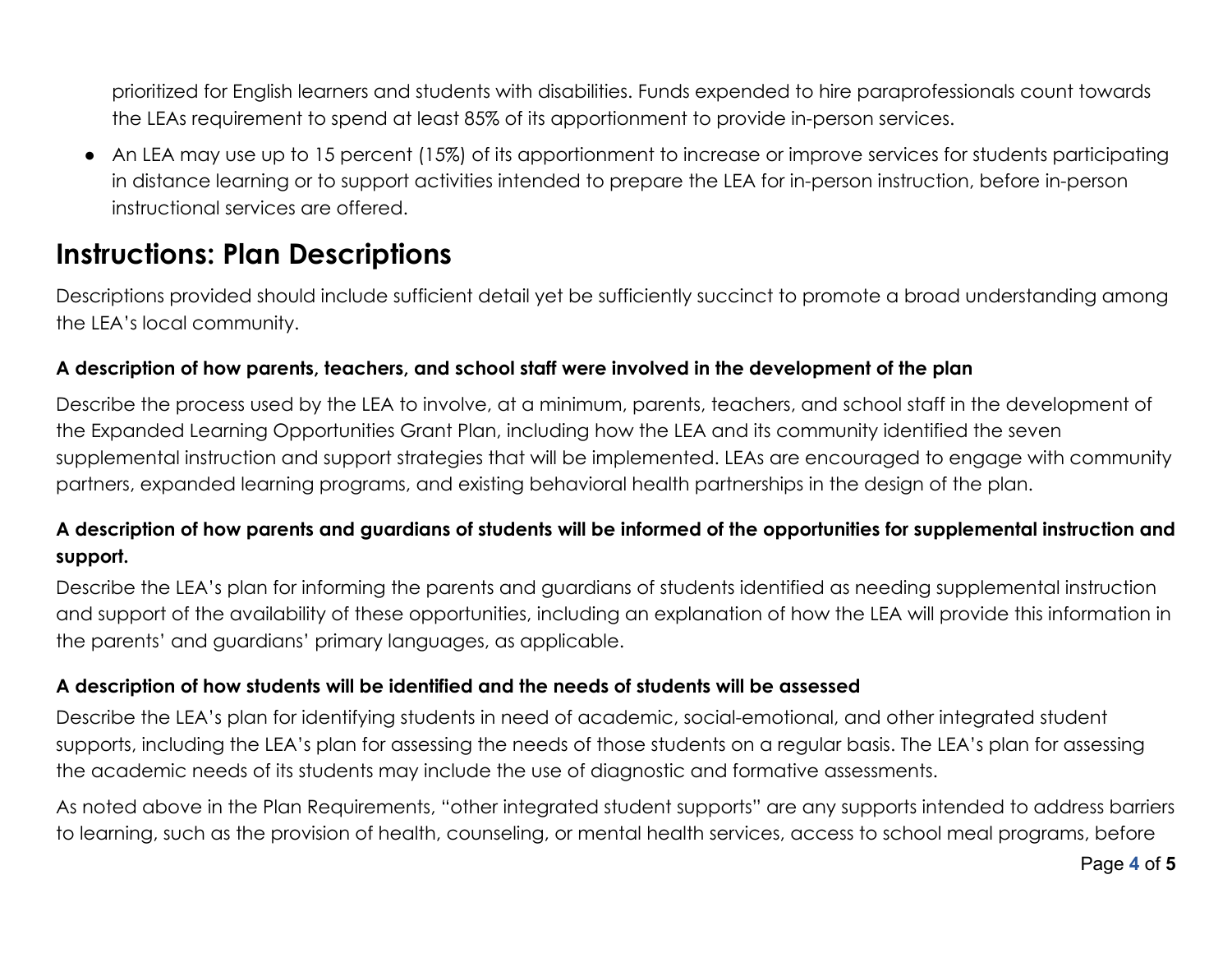prioritized for English learners and students with disabilities. Funds expended to hire paraprofessionals count towards the LEAs requirement to spend at least 85% of its apportionment to provide in-person services.

- An LEA may use up to 15 percent (15%) of its apportionment to increase or improve services for students participating in distance learning or to support activities intended to prepare the LEA for in-person instruction, before in-person instructional services are offered.

# Instructions: Plan Descriptions

Descriptions provided should include sufficient detail yet be sufficiently succinct to promote a broad understanding among the LEA's local community.

**A description of how parents, teachers, and school staff were involved in the development of the plan**

Describe the process used by the LEA to involve, at a minimum, parents, teachers, and school staff in the development of the Expanded Learning Opportunities Grant Plan, including how the LEA and its community identified the seven supplemental instruction and support strategies that will be implemented. LEAs are encouraged to engage with community partners, expanded learning programs, and existing behavioral health partnerships in the design of the plan.

**A description of how parents and guardians of students will be informed of the opportunities for supplemental instruction and support.**

Describe the LEA's plan for informing the parents and guardians of students identified as needing supplemental instruction and support of the availability of these opportunities, including an explanation of how the LEA will provide this information in the parents' and guardians' primary languages, as applicable.

**A description of how students will be identified and the needs of students will be assessed**

Describe the LEA's plan for identifying students in need of academic, social-emotional, and other integrated student supports, including the LEA's plan for assessing the needs of those students on a regular basis. The LEA's plan for assessing the academic needs of its students may include the use of diagnostic and formative assessments.

As noted above in the Plan Requirements, "other integrated student supports" are any supports intended to address barriers to learning, such as the provision of health, counseling, or mental health services, access to school meal programs, before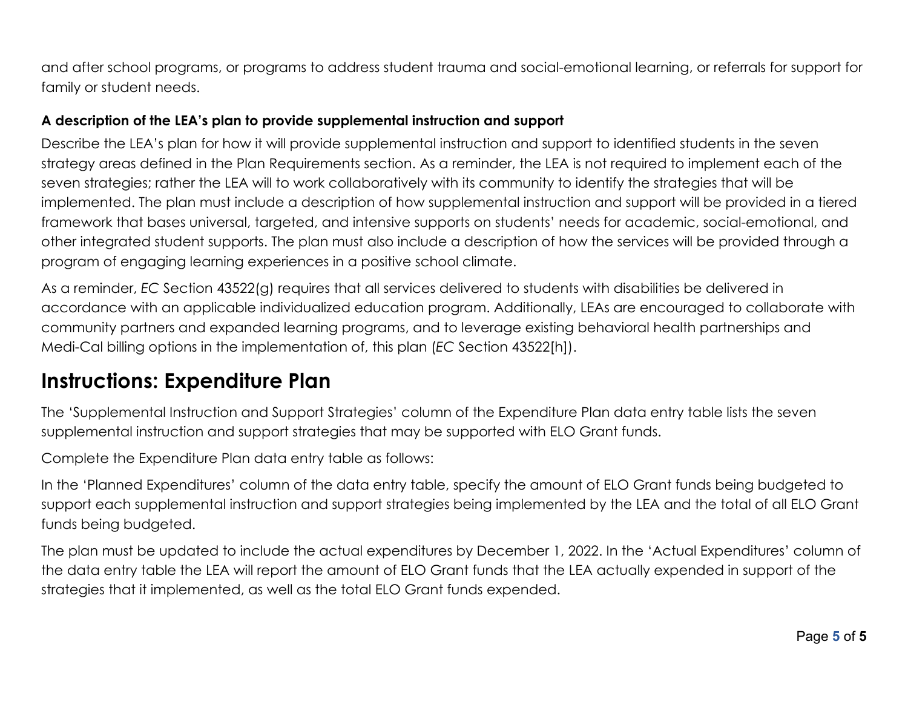and after school programs, or programs to address student trauma and social-emotional learning, or referrals for support for family or student needs.

**A description of the LEA's plan to provide supplemental instruction and support**

Describe the LEA's plan for how it will provide supplemental instruction and support to identified students in the seven strategy areas defined in the Plan Requirements section. As a reminder, the LEA is not required to implement each of the seven strategies; rather the LEA will to work collaboratively with its community to identify the strategies that will be implemented. The plan must include a description of how supplemental instruction and support will be provided in a tiered framework that bases universal, targeted, and intensive supports on students' needs for academic, social-emotional, and other integrated student supports. The plan must also include a description of how the services will be provided through a program of engaging learning experiences in a positive school climate.

As a reminder, *EC* Section 43522(g) requires that all services delivered to students with disabilities be delivered in accordance with an applicable individualized education program. Additionally, LEAs are encouraged to collaborate with community partners and expanded learning programs, and to leverage existing behavioral health partnerships and Medi-Cal billing options in the implementation of, this plan (*EC* Section 43522[h]).

## Instructions: Expenditure Plan

The 'Supplemental Instruction and Support Strategies' column of the Expenditure Plan data entry table lists the seven supplemental instruction and support strategies that may be supported with ELO Grant funds.

Complete the Expenditure Plan data entry table as follows:

In the 'Planned Expenditures' column of the data entry table, specify the amount of ELO Grant funds being budgeted to support each supplemental instruction and support strategies being implemented by the LEA and the total of all ELO Grant funds being budgeted.

The plan must be updated to include the actual expenditures by December 1, 2022. In the 'Actual Expenditures' column of the data entry table the LEA will report the amount of ELO Grant funds that the LEA actually expended in support of the strategies that it implemented, as well as the total ELO Grant funds expended.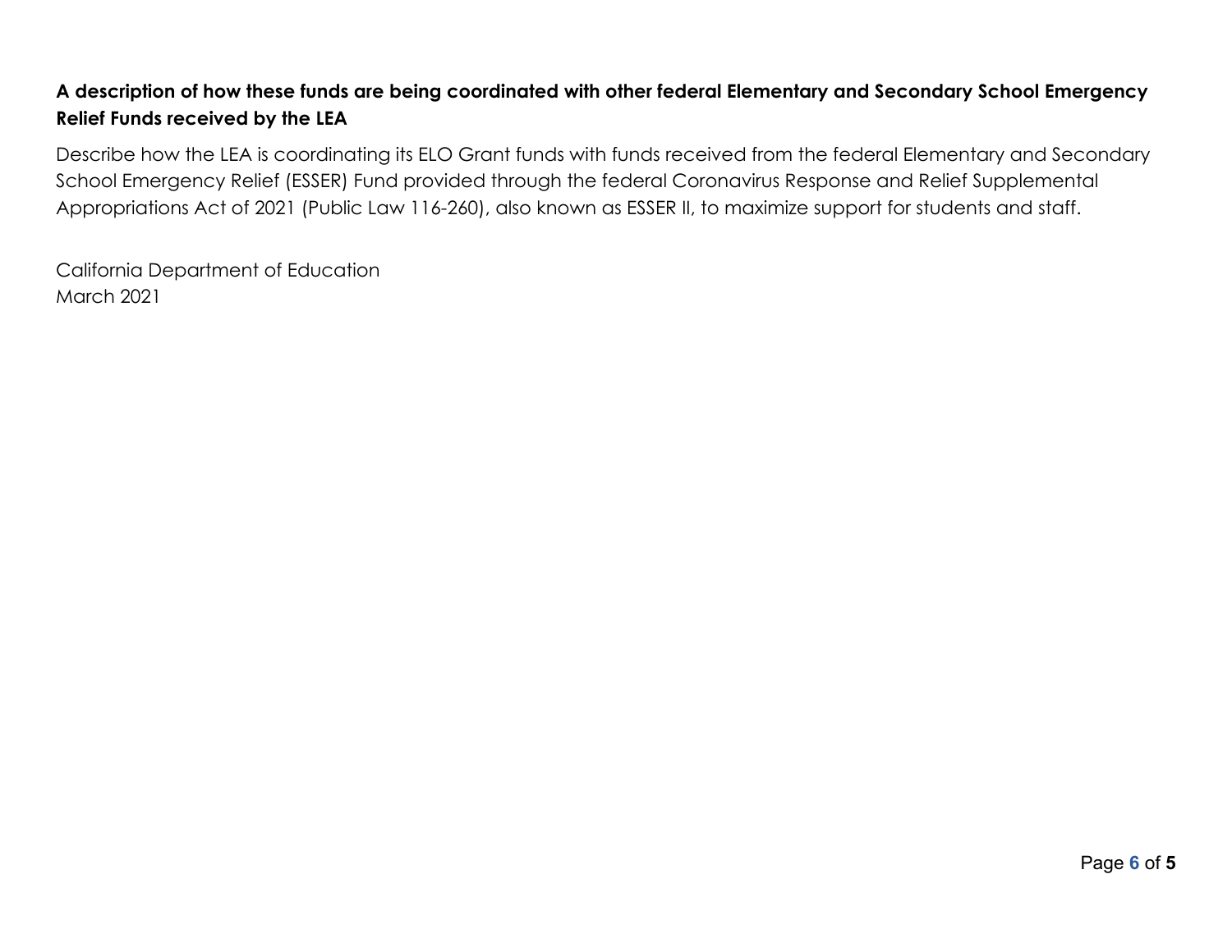**A description of how these funds are being coordinated with other federal Elementary and Secondary School Emergency Relief Funds received by the LEA**

Describe how the LEA is coordinating its ELO Grant funds with funds received from the federal Elementary and Secondary School Emergency Relief (ESSER) Fund provided through the federal Coronavirus Response and Relief Supplemental Appropriations Act of 2021 (Public Law 116-260), also known as ESSER II, to maximize support for students and staff.

California Department of Education
March 2021